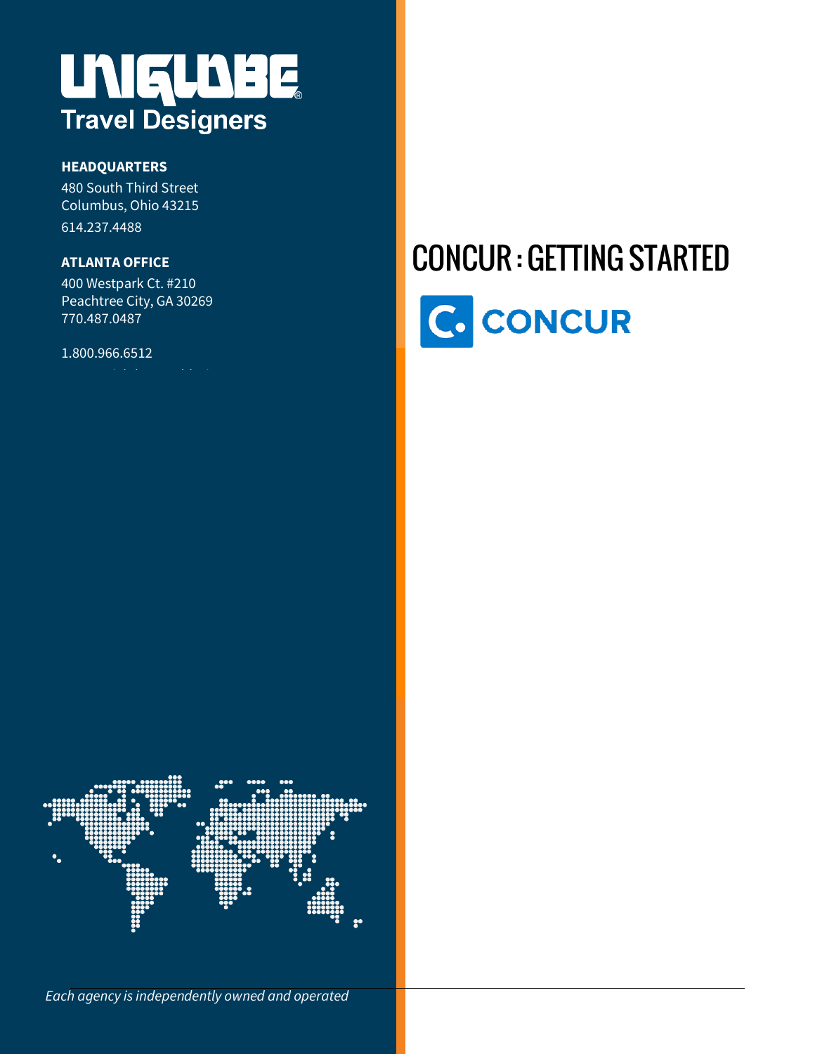# UNIGLOBE Travel Designers

**HEADQUARTERS**

480 South Third Street
Columbus, Ohio 43215
614.237.4488

**ATLANTA OFFICE**

400 Westpark Ct. #210
Peachtree City, GA 30269
770.487.0487

1.800.966.6512

# CONCUR : GETTING STARTED

CONCUR

*Each agency is independently owned and operated*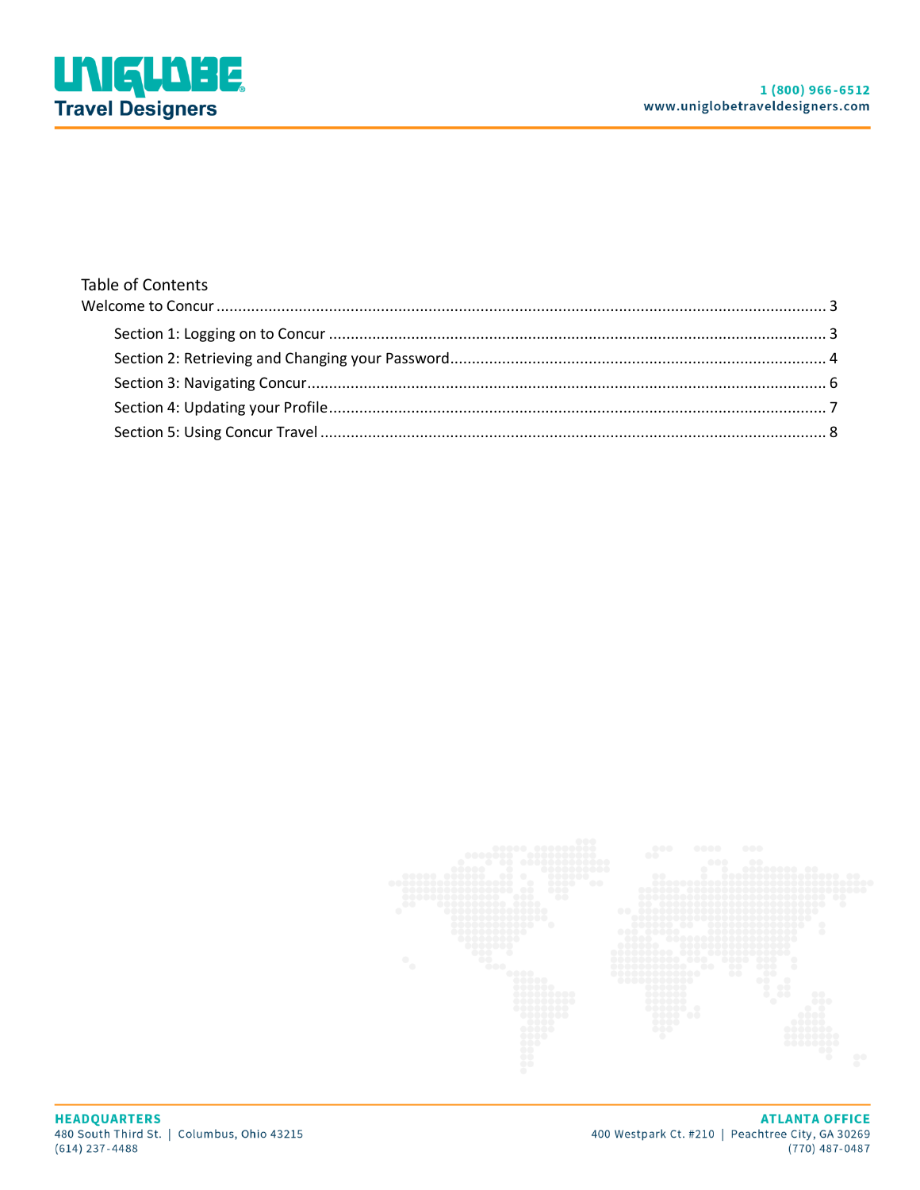## Table of Contents

Welcome to Concur ........................................................................................................................................ 3

- Section 1: Logging on to Concur ................................................................................................................ 3
- Section 2: Retrieving and Changing your Password.................................................................................... 4
- Section 3: Navigating Concur...................................................................................................................... 6
- Section 4: Updating your Profile................................................................................................................. 7
- Section 5: Using Concur Travel ................................................................................................................... 8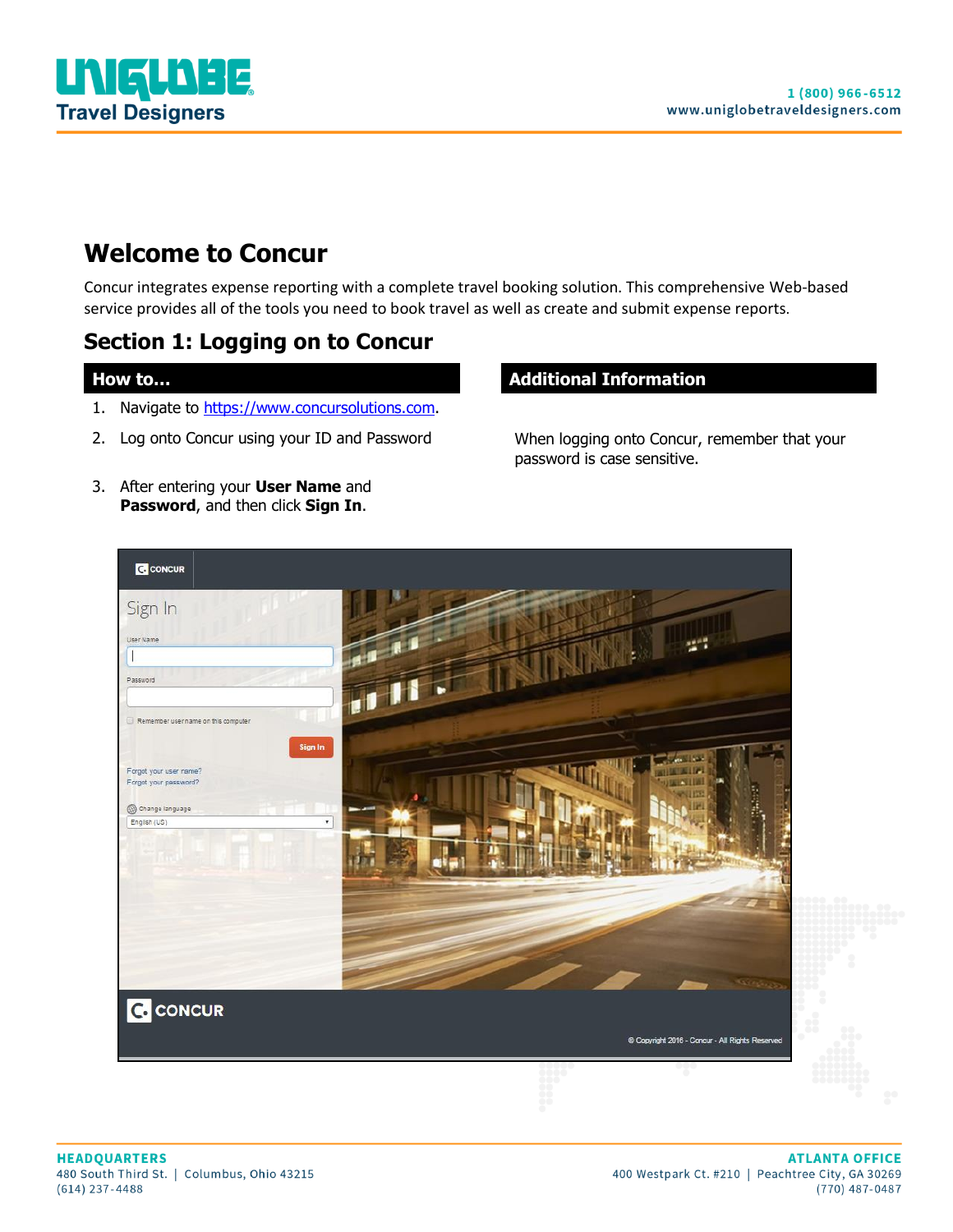# Welcome to Concur

Concur integrates expense reporting with a complete travel booking solution. This comprehensive Web-based service provides all of the tools you need to book travel as well as create and submit expense reports.

## Section 1: Logging on to Concur

### How to…

1. Navigate to https://www.concursolutions.com.
2. Log onto Concur using your ID and Password
3. After entering your **User Name** and **Password**, and then click **Sign In**.

### Additional Information

When logging onto Concur, remember that your password is case sensitive.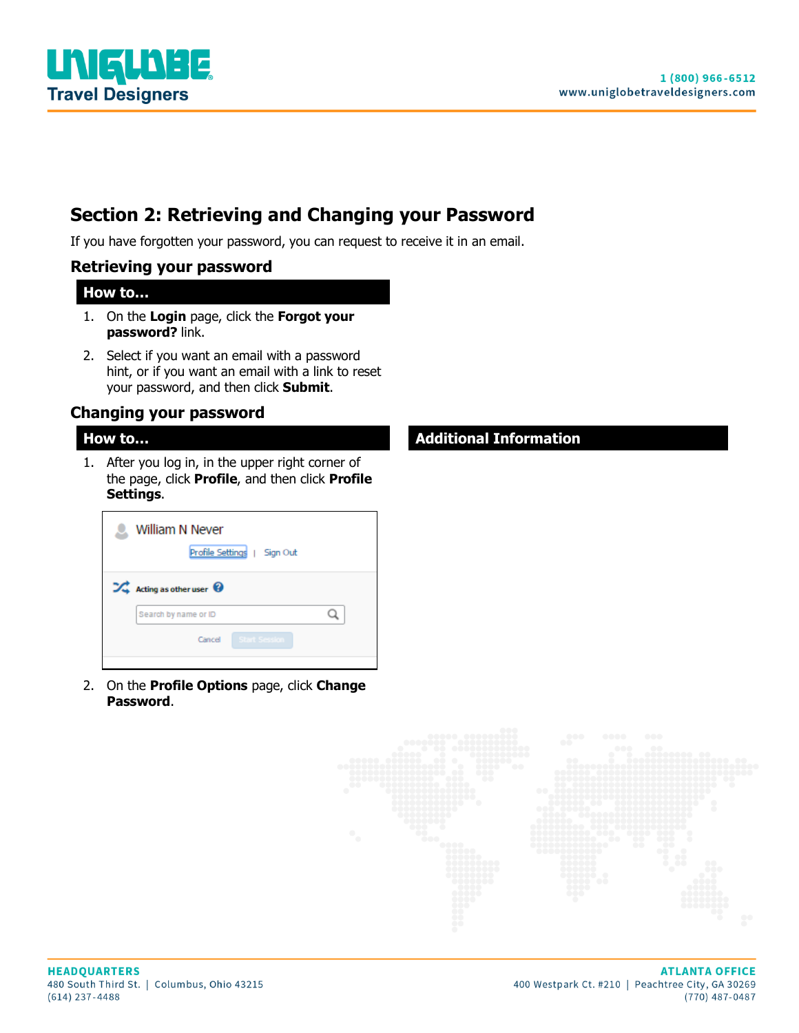## Section 2: Retrieving and Changing your Password

If you have forgotten your password, you can request to receive it in an email.

### Retrieving your password

**How to…**

1. On the **Login** page, click the **Forgot your password?** link.
2. Select if you want an email with a password hint, or if you want an email with a link to reset your password, and then click **Submit**.

### Changing your password

**How to…**

1. After you log in, in the upper right corner of the page, click **Profile**, and then click **Profile Settings**.
2. On the **Profile Options** page, click **Change Password**.

**Additional Information**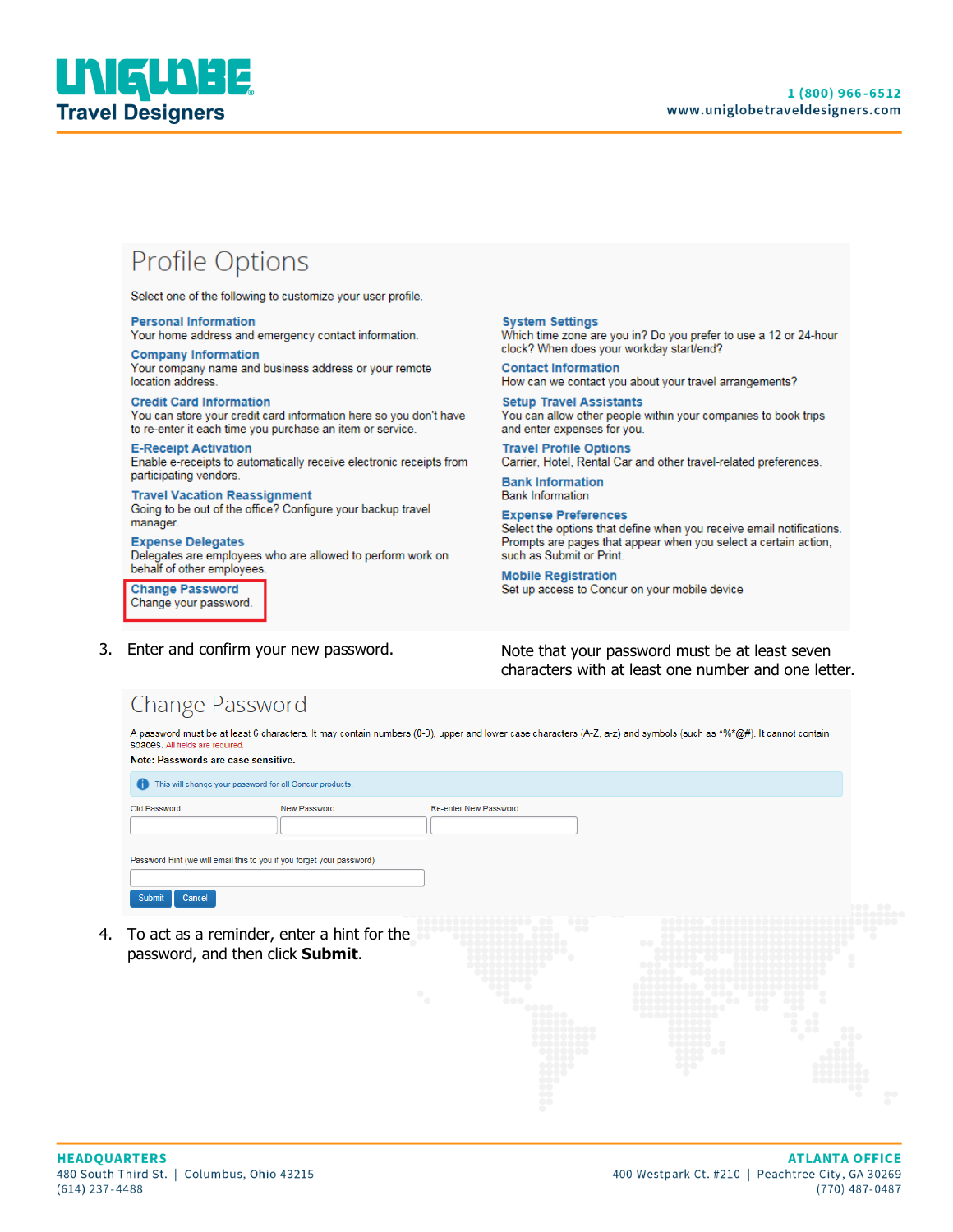## Profile Options

Select one of the following to customize your user profile.

**Personal Information**
Your home address and emergency contact information.

**Company Information**
Your company name and business address or your remote location address.

**Credit Card Information**
You can store your credit card information here so you don't have to re-enter it each time you purchase an item or service.

**E-Receipt Activation**
Enable e-receipts to automatically receive electronic receipts from participating vendors.

**Travel Vacation Reassignment**
Going to be out of the office? Configure your backup travel manager.

**Expense Delegates**
Delegates are employees who are allowed to perform work on behalf of other employees.

**Change Password**
Change your password.

**System Settings**
Which time zone are you in? Do you prefer to use a 12 or 24-hour clock? When does your workday start/end?

**Contact Information**
How can we contact you about your travel arrangements?

**Setup Travel Assistants**
You can allow other people within your companies to book trips and enter expenses for you.

**Travel Profile Options**
Carrier, Hotel, Rental Car and other travel-related preferences.

**Bank Information**
Bank Information

**Expense Preferences**
Select the options that define when you receive email notifications. Prompts are pages that appear when you select a certain action, such as Submit or Print.

**Mobile Registration**
Set up access to Concur on your mobile device

3. Enter and confirm your new password.

Note that your password must be at least seven characters with at least one number and one letter.

## Change Password

A password must be at least 6 characters. It may contain numbers (0-9), upper and lower case characters (A-Z, a-z) and symbols (such as ^%*@#). It cannot contain spaces. All fields are required.

**Note: Passwords are case sensitive.**

This will change your password for all Concur products.

Old Password | New Password | Re-enter New Password

Password Hint (we will email this to you if you forget your password)

Submit | Cancel

4. To act as a reminder, enter a hint for the password, and then click **Submit**.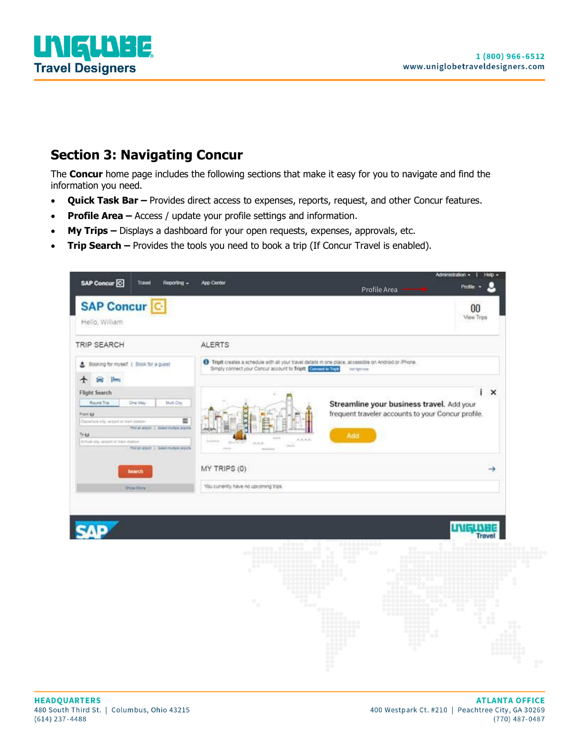## Section 3: Navigating Concur

The **Concur** home page includes the following sections that make it easy for you to navigate and find the information you need.

- **Quick Task Bar –** Provides direct access to expenses, reports, request, and other Concur features.
- **Profile Area –** Access / update your profile settings and information.
- **My Trips –** Displays a dashboard for your open requests, expenses, approvals, etc.
- **Trip Search –** Provides the tools you need to book a trip (If Concur Travel is enabled).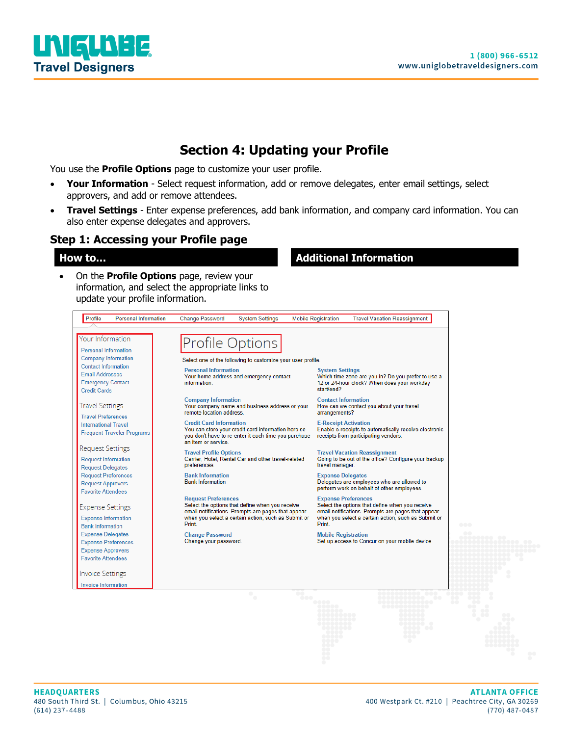## Section 4: Updating your Profile

You use the **Profile Options** page to customize your user profile.

- **Your Information** - Select request information, add or remove delegates, enter email settings, select approvers, and add or remove attendees.
- **Travel Settings** - Enter expense preferences, add bank information, and company card information. You can also enter expense delegates and approvers.

### Step 1: Accessing your Profile page

| How to... | Additional Information |
|---|---|
| On the **Profile Options** page, review your information, and select the appropriate links to update your profile information. | |

Profile | Personal Information | Change Password | System Settings | Mobile Registration | Travel Vacation Reassignment

**Your Information**
- Personal Information
- Company Information
- Contact Information
- Email Addresses
- Emergency Contact
- Credit Cards

**Travel Settings**
- Travel Preferences
- International Travel
- Frequent-Traveler Programs

**Request Settings**
- Request Information
- Request Delegates
- Request Preferences
- Request Approvers
- Favorite Attendees

**Expense Settings**
- Expense Information
- Bank Information
- Expense Delegates
- Expense Preferences
- Expense Approvers
- Favorite Attendees

**Invoice Settings**
- Invoice Information

**Profile Options**

Select one of the following to customize your user profile.

**Personal Information**
Your home address and emergency contact information.

**System Settings**
Which time zone are you in? Do you prefer to use a 12 or 24-hour clock? When does your workday start/end?

**Company Information**
Your company name and business address or your remote location address.

**Contact Information**
How can we contact you about your travel arrangements?

**Credit Card Information**
You can store your credit card information here so you don't have to re-enter it each time you purchase an item or service.

**E-Receipt Activation**
Enable e-receipts to automatically receive electronic receipts from participating vendors.

**Travel Profile Options**
Carrier, Hotel, Rental Car and other travel-related preferences.

**Travel Vacation Reassignment**
Going to be out of the office? Configure your backup travel manager.

**Bank Information**
Bank Information

**Expense Delegates**
Delegates are employees who are allowed to perform work on behalf of other employees.

**Request Preferences**
Select the options that define when you receive email notifications. Prompts are pages that appear when you select a certain action, such as Submit or Print.

**Expense Preferences**
Select the options that define when you receive email notifications. Prompts are pages that appear when you select a certain action, such as Submit or Print.

**Change Password**
Change your password.

**Mobile Registration**
Set up access to Concur on your mobile device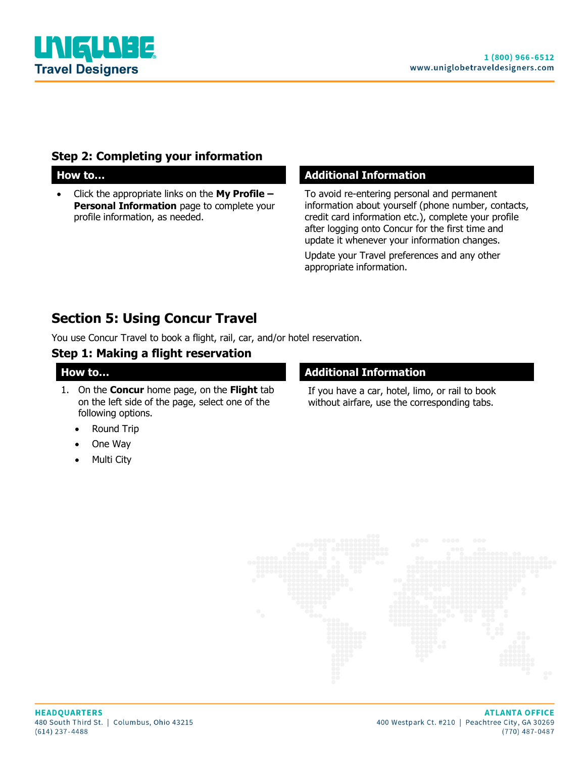### Step 2: Completing your information

| How to… | Additional Information |
| --- | --- |
| • Click the appropriate links on the **My Profile – Personal Information** page to complete your profile information, as needed. | To avoid re-entering personal and permanent information about yourself (phone number, contacts, credit card information etc.), complete your profile after logging onto Concur for the first time and update it whenever your information changes. Update your Travel preferences and any other appropriate information. |

## Section 5: Using Concur Travel

You use Concur Travel to book a flight, rail, car, and/or hotel reservation.

### Step 1: Making a flight reservation

| How to… | Additional Information |
| --- | --- |
| 1. On the **Concur** home page, on the **Flight** tab on the left side of the page, select one of the following options: • Round Trip • One Way • Multi City | If you have a car, hotel, limo, or rail to book without airfare, use the corresponding tabs. |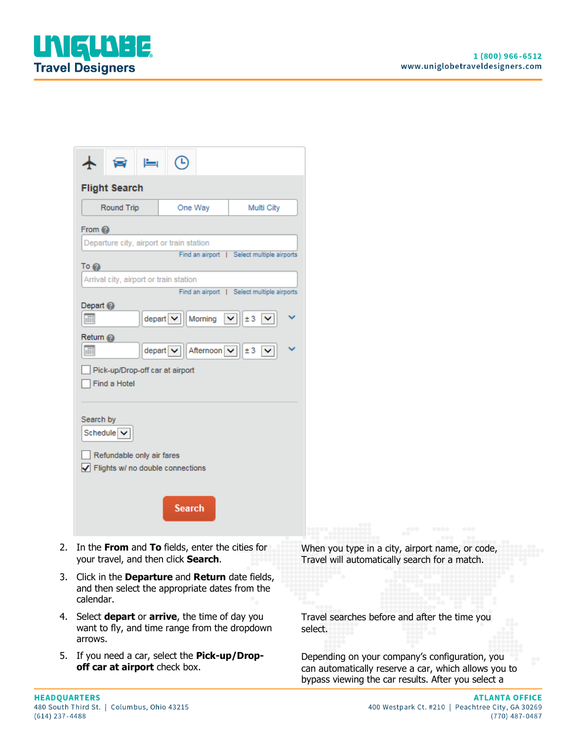Flight Search

Round Trip | One Way | Multi City

From

Departure city, airport or train station

Find an airport | Select multiple airports

To

Arrival city, airport or train station

Find an airport | Select multiple airports

Depart

depart | Morning | ± 3

Return

depart | Afternoon | ± 3

- [ ] Pick-up/Drop-off car at airport
- [ ] Find a Hotel

Search by

Schedule

- [ ] Refundable only air fares
- [x] Flights w/ no double connections

Search

2. In the **From** and **To** fields, enter the cities for your travel, and then click **Search**.

   When you type in a city, airport name, or code, Travel will automatically search for a match.

3. Click in the **Departure** and **Return** date fields, and then select the appropriate dates from the calendar.

4. Select **depart** or **arrive**, the time of day you want to fly, and time range from the dropdown arrows.

   Travel searches before and after the time you select.

5. If you need a car, select the **Pick-up/Drop-off car at airport** check box.

   Depending on your company's configuration, you can automatically reserve a car, which allows you to bypass viewing the car results. After you select a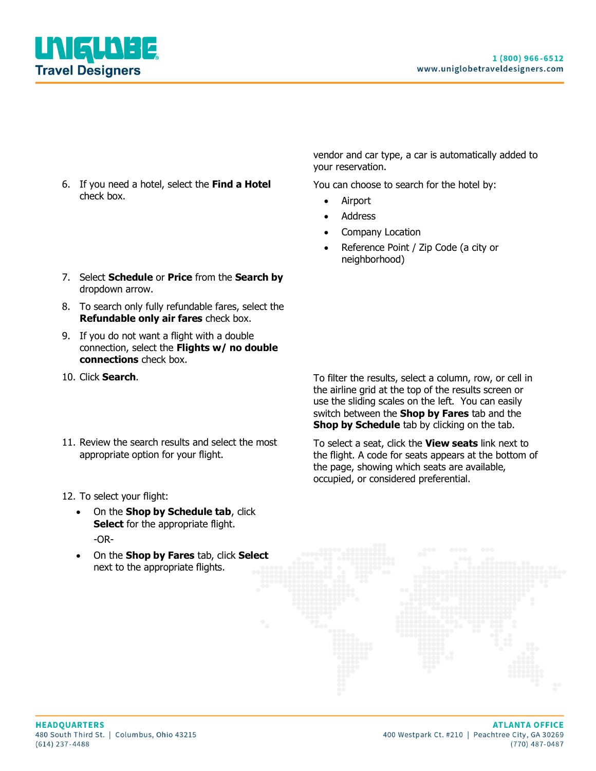vendor and car type, a car is automatically added to your reservation.

6. If you need a hotel, select the **Find a Hotel** check box.

You can choose to search for the hotel by:

- Airport
- Address
- Company Location
- Reference Point / Zip Code (a city or neighborhood)

7. Select **Schedule** or **Price** from the **Search by** dropdown arrow.
8. To search only fully refundable fares, select the **Refundable only air fares** check box.
9. If you do not want a flight with a double connection, select the **Flights w/ no double connections** check box.
10. Click **Search**.

To filter the results, select a column, row, or cell in the airline grid at the top of the results screen or use the sliding scales on the left. You can easily switch between the **Shop by Fares** tab and the **Shop by Schedule** tab by clicking on the tab.

11. Review the search results and select the most appropriate option for your flight.

To select a seat, click the **View seats** link next to the flight. A code for seats appears at the bottom of the page, showing which seats are available, occupied, or considered preferential.

12. To select your flight:
    - On the **Shop by Schedule tab**, click **Select** for the appropriate flight.

      -OR-
    - On the **Shop by Fares** tab, click **Select** next to the appropriate flights.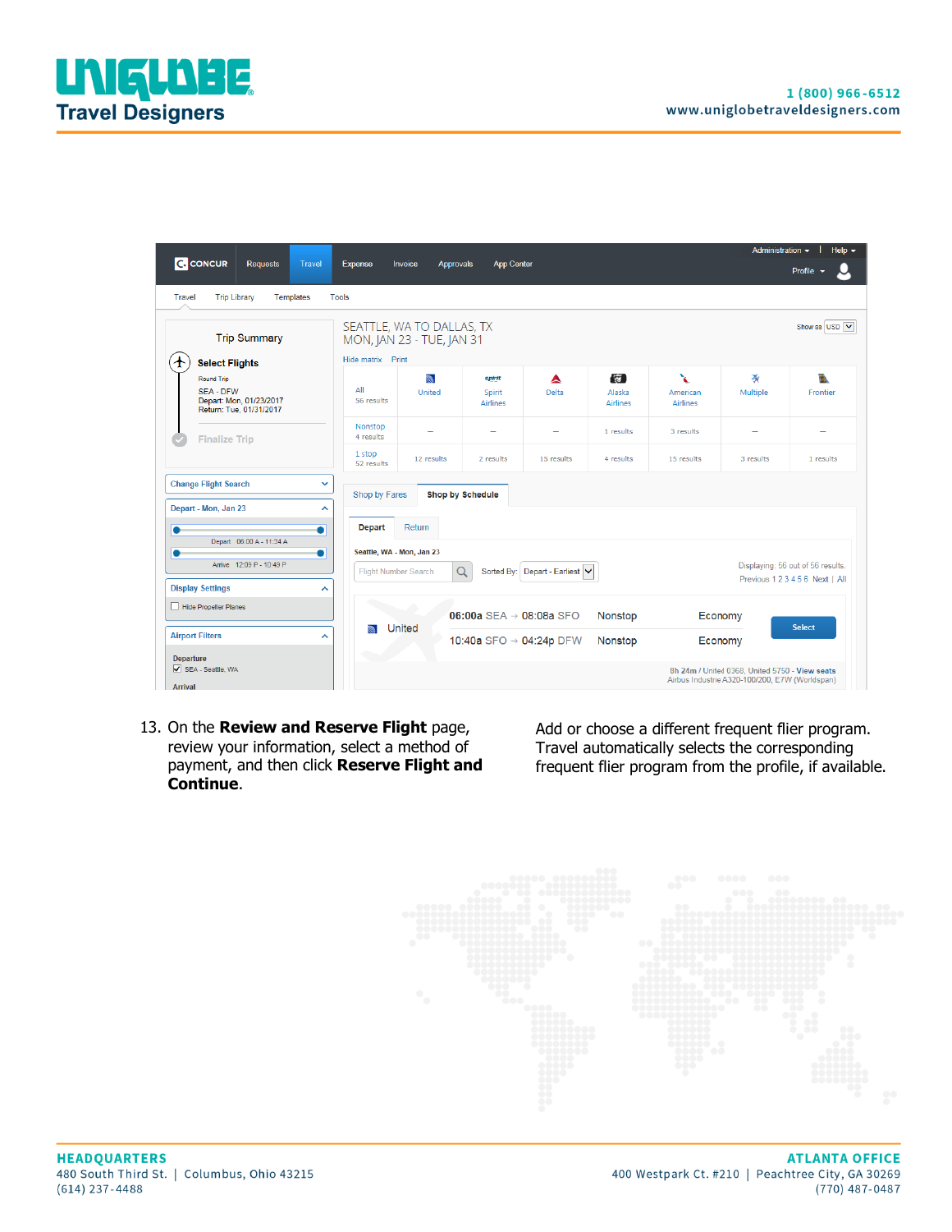13. On the **Review and Reserve Flight** page, review your information, select a method of payment, and then click **Reserve Flight and Continue**.

Add or choose a different frequent flier program. Travel automatically selects the corresponding frequent flier program from the profile, if available.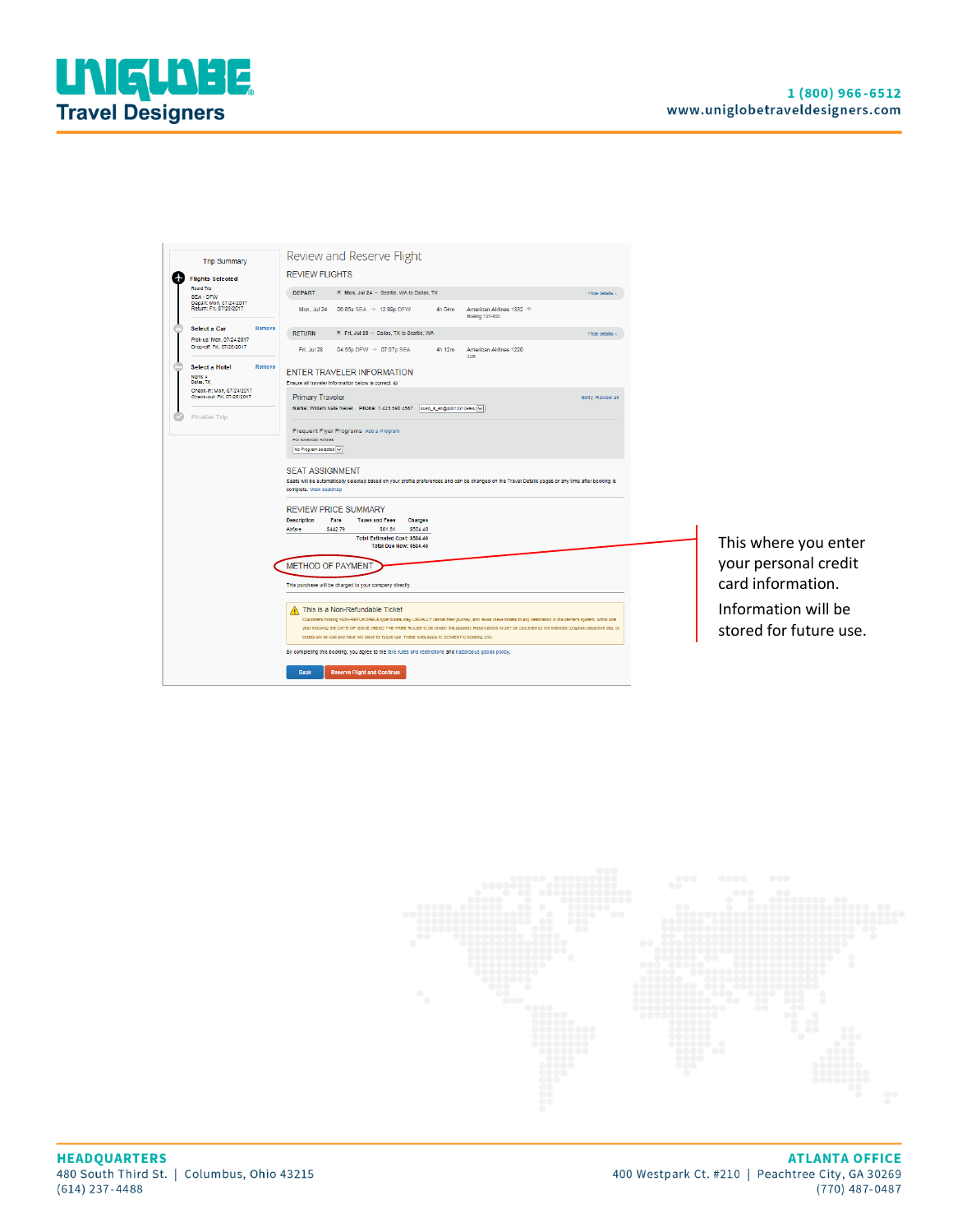This where you enter your personal credit card information.

Information will be stored for future use.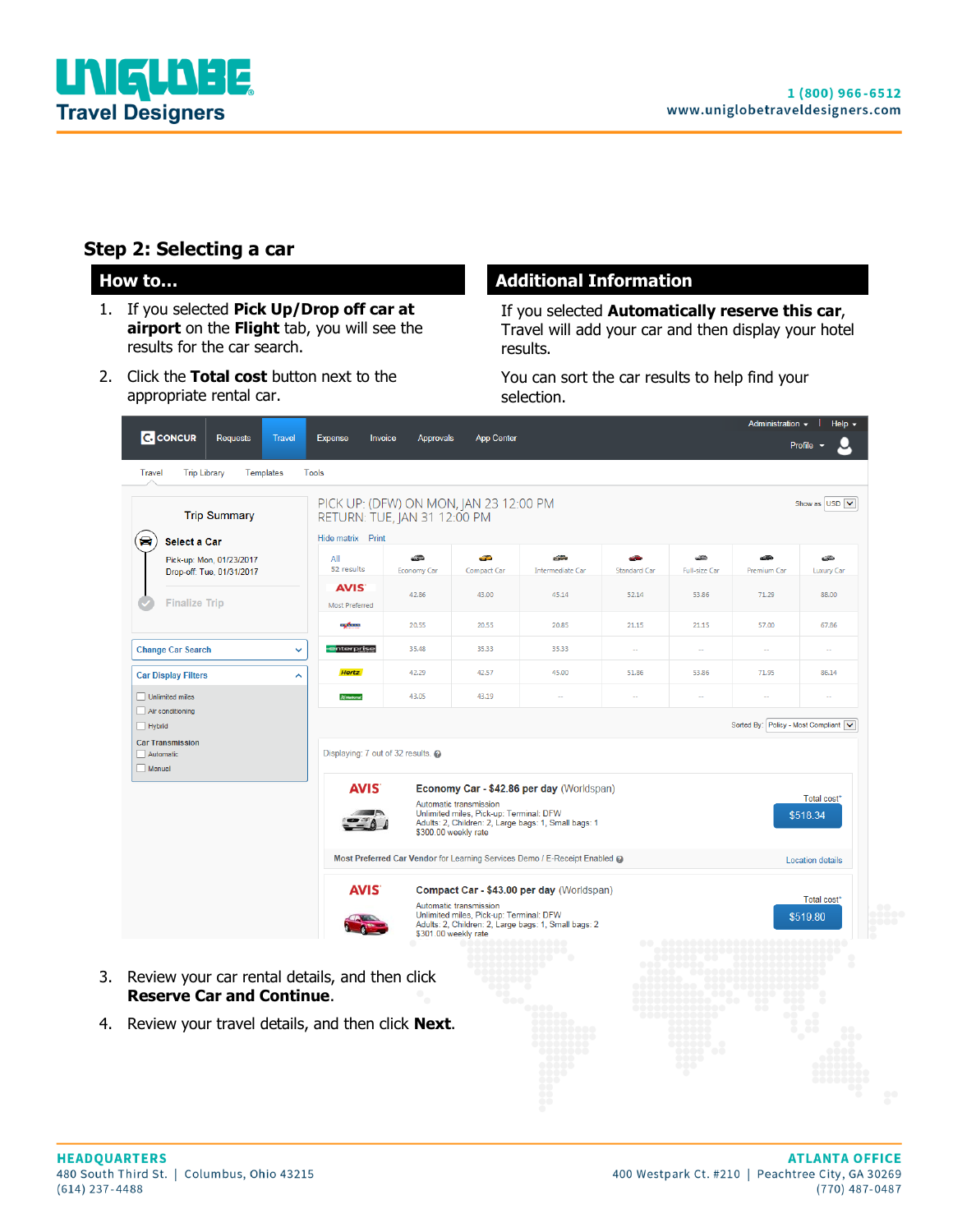## Step 2: Selecting a car

### How to…

1. If you selected **Pick Up/Drop off car at airport** on the **Flight** tab, you will see the results for the car search.
2. Click the **Total cost** button next to the appropriate rental car.

### Additional Information

If you selected **Automatically reserve this car**, Travel will add your car and then display your hotel results.

You can sort the car results to help find your selection.

3. Review your car rental details, and then click **Reserve Car and Continue**.
4. Review your travel details, and then click **Next**.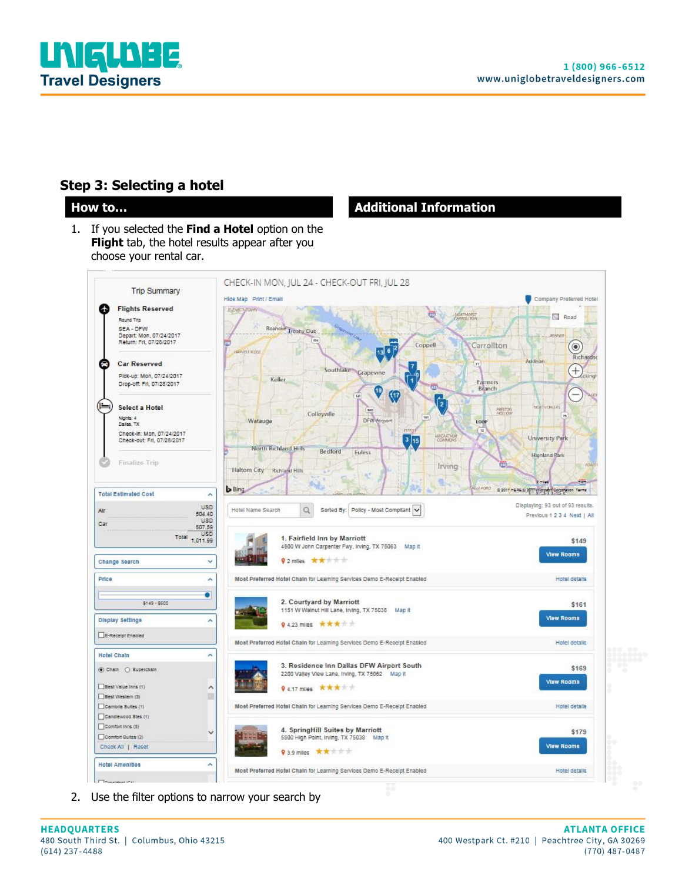## Step 3: Selecting a hotel

**How to...**

1. If you selected the **Find a Hotel** option on the **Flight** tab, the hotel results appear after you choose your rental car.

2. Use the filter options to narrow your search by

**Additional Information**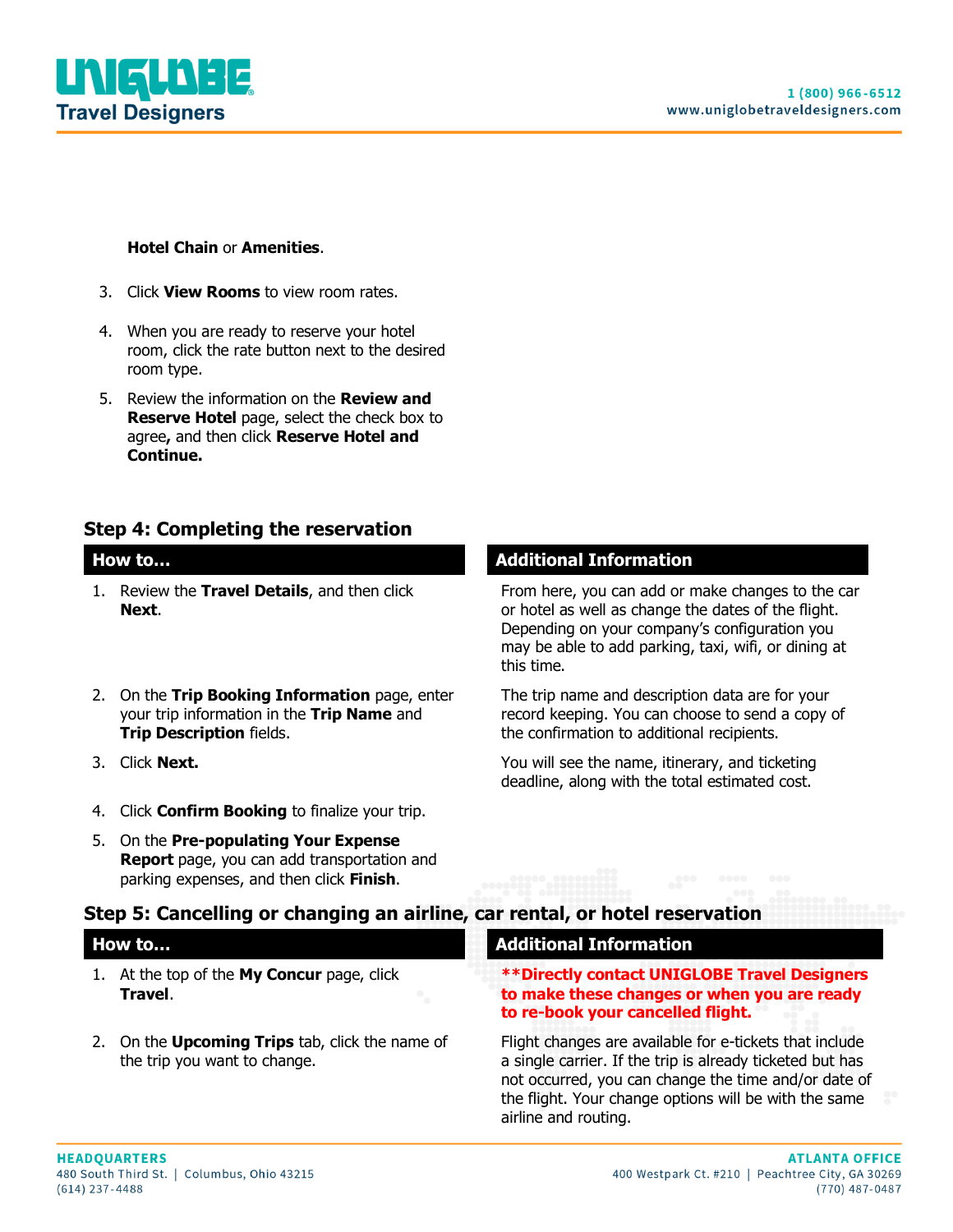**Hotel Chain** or **Amenities**.

3. Click **View Rooms** to view room rates.
4. When you are ready to reserve your hotel room, click the rate button next to the desired room type.
5. Review the information on the **Review and Reserve Hotel** page, select the check box to agree**,** and then click **Reserve Hotel and Continue.**

## Step 4: Completing the reservation

| How to... | Additional Information |
| --- | --- |
| 1. Review the **Travel Details**, and then click **Next**. | From here, you can add or make changes to the car or hotel as well as change the dates of the flight. Depending on your company's configuration you may be able to add parking, taxi, wifi, or dining at this time. |
| 2. On the **Trip Booking Information** page, enter your trip information in the **Trip Name** and **Trip Description** fields. | The trip name and description data are for your record keeping. You can choose to send a copy of the confirmation to additional recipients. |
| 3. Click **Next.** | You will see the name, itinerary, and ticketing deadline, along with the total estimated cost. |
| 4. Click **Confirm Booking** to finalize your trip. | |
| 5. On the **Pre-populating Your Expense Report** page, you can add transportation and parking expenses, and then click **Finish**. | |

## Step 5: Cancelling or changing an airline, car rental, or hotel reservation

| How to... | Additional Information |
| --- | --- |
| 1. At the top of the **My Concur** page, click **Travel**. | **\*\*Directly contact UNIGLOBE Travel Designers to make these changes or when you are ready to re-book your cancelled flight.** |
| 2. On the **Upcoming Trips** tab, click the name of the trip you want to change. | Flight changes are available for e-tickets that include a single carrier. If the trip is already ticketed but has not occurred, you can change the time and/or date of the flight. Your change options will be with the same airline and routing. |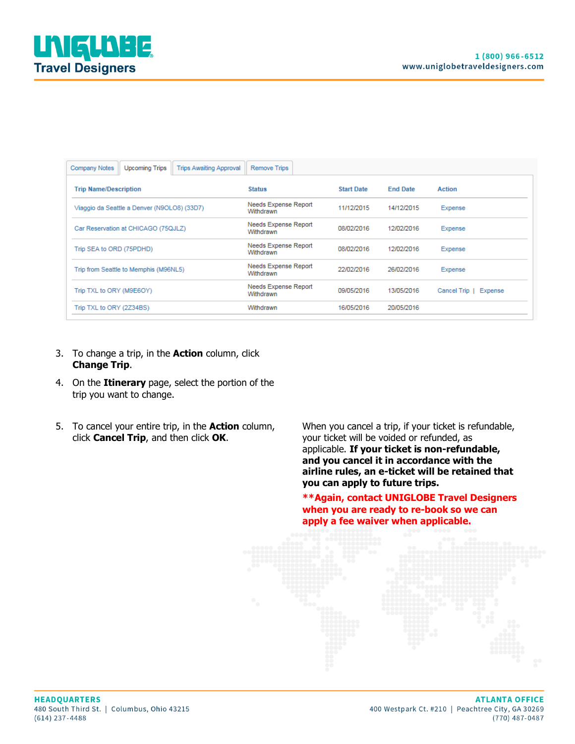| Company Notes | Upcoming Trips | Trips Awaiting Approval | Remove Trips | |
|---|---|---|---|---|

| Trip Name/Description | Status | Start Date | End Date | Action |
|---|---|---|---|---|
| Viaggio da Seattle a Denver (N9OLO8) (33D7) | Needs Expense Report Withdrawn | 11/12/2015 | 14/12/2015 | Expense |
| Car Reservation at CHICAGO (75QJLZ) | Needs Expense Report Withdrawn | 08/02/2016 | 12/02/2016 | Expense |
| Trip SEA to ORD (75PDHD) | Needs Expense Report Withdrawn | 08/02/2016 | 12/02/2016 | Expense |
| Trip from Seattle to Memphis (M96NL5) | Needs Expense Report Withdrawn | 22/02/2016 | 26/02/2016 | Expense |
| Trip TXL to ORY (M9E6OY) | Needs Expense Report Withdrawn | 09/05/2016 | 13/05/2016 | Cancel Trip \| Expense |
| Trip TXL to ORY (2Z34BS) | Withdrawn | 16/05/2016 | 20/05/2016 | |

3. To change a trip, in the **Action** column, click **Change Trip**.
4. On the **Itinerary** page, select the portion of the trip you want to change.
5. To cancel your entire trip, in the **Action** column, click **Cancel Trip**, and then click **OK**.

When you cancel a trip, if your ticket is refundable, your ticket will be voided or refunded, as applicable. **If your ticket is non-refundable, and you cancel it in accordance with the airline rules, an e-ticket will be retained that you can apply to future trips.**

****Again, contact UNIGLOBE Travel Designers when you are ready to re-book so we can apply a fee waiver when applicable.**